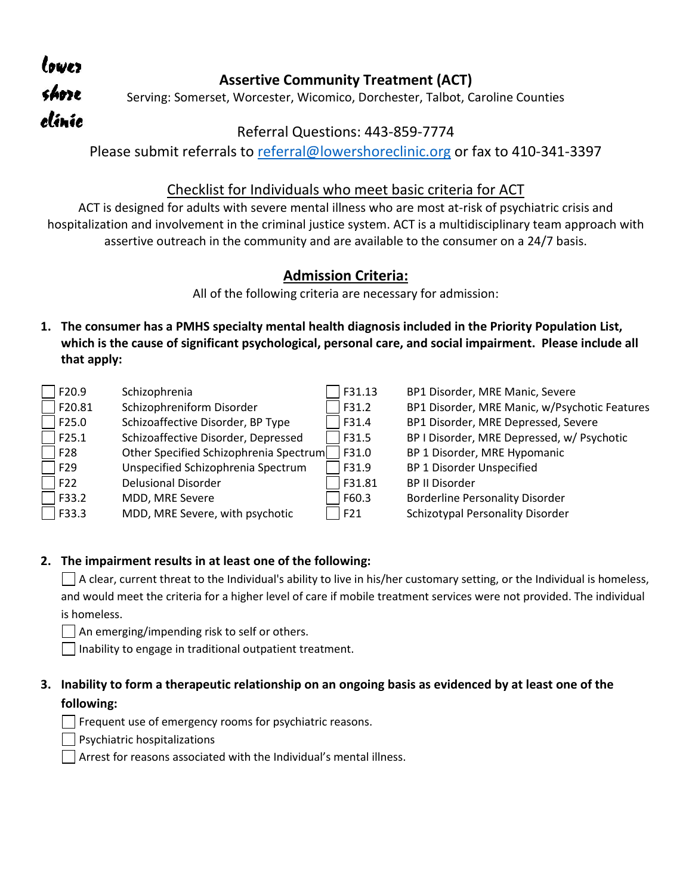lower shore clinic

# Assertive Community Treatment (ACT)

Serving: Somerset, Worcester, Wicomico, Dorchester, Talbot, Caroline Counties

Referral Questions: 443-859-7774

Please submit referrals to referral@lowershoreclinic.org or fax to 410-341-3397

## Checklist for Individuals who meet basic criteria for ACT

ACT is designed for adults with severe mental illness who are most at-risk of psychiatric crisis and hospitalization and involvement in the criminal justice system. ACT is a multidisciplinary team approach with assertive outreach in the community and are available to the consumer on a 24/7 basis.

## Admission Criteria:

All of the following criteria are necessary for admission:

1. **The consumer has a PMHS specialty mental health diagnosis included in the Priority Population List, which is the cause of significant psychological, personal care, and social impairment. Please include all that apply:**

| | Code | Diagnosis | | Code | Diagnosis |
|---|---|---|---|---|---|
| ☐ | F20.9 | Schizophrenia | ☐ | F31.13 | BP1 Disorder, MRE Manic, Severe |
| ☐ | F20.81 | Schizophreniform Disorder | ☐ | F31.2 | BP1 Disorder, MRE Manic, w/Psychotic Features |
| ☐ | F25.0 | Schizoaffective Disorder, BP Type | ☐ | F31.4 | BP1 Disorder, MRE Depressed, Severe |
| ☐ | F25.1 | Schizoaffective Disorder, Depressed | ☐ | F31.5 | BP I Disorder, MRE Depressed, w/ Psychotic |
| ☐ | F28 | Other Specified Schizophrenia Spectrum | ☐ | F31.0 | BP 1 Disorder, MRE Hypomanic |
| ☐ | F29 | Unspecified Schizophrenia Spectrum | ☐ | F31.9 | BP 1 Disorder Unspecified |
| ☐ | F22 | Delusional Disorder | ☐ | F31.81 | BP II Disorder |
| ☐ | F33.2 | MDD, MRE Severe | ☐ | F60.3 | Borderline Personality Disorder |
| ☐ | F33.3 | MDD, MRE Severe, with psychotic | ☐ | F21 | Schizotypal Personality Disorder |

2. **The impairment results in at least one of the following:**
   - ☐ A clear, current threat to the Individual's ability to live in his/her customary setting, or the Individual is homeless, and would meet the criteria for a higher level of care if mobile treatment services were not provided. The individual is homeless.
   - ☐ An emerging/impending risk to self or others.
   - ☐ Inability to engage in traditional outpatient treatment.

3. **Inability to form a therapeutic relationship on an ongoing basis as evidenced by at least one of the following:**
   - ☐ Frequent use of emergency rooms for psychiatric reasons.
   - ☐ Psychiatric hospitalizations
   - ☐ Arrest for reasons associated with the Individual's mental illness.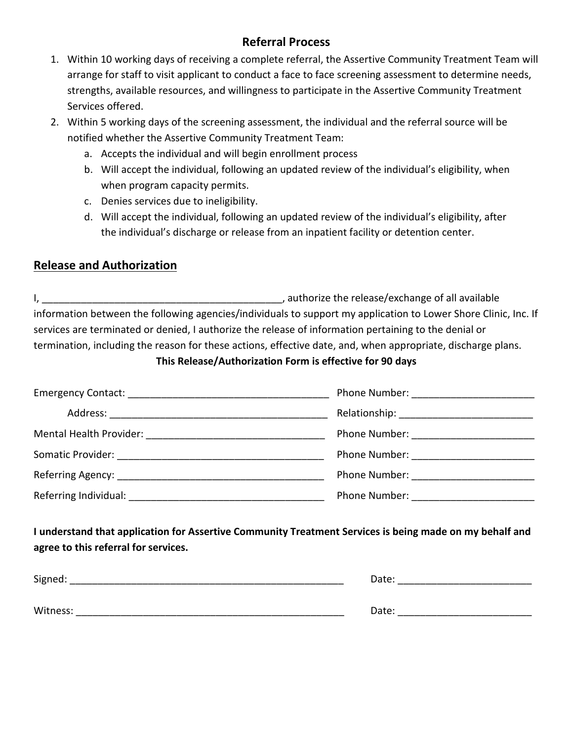## Referral Process

1. Within 10 working days of receiving a complete referral, the Assertive Community Treatment Team will arrange for staff to visit applicant to conduct a face to face screening assessment to determine needs, strengths, available resources, and willingness to participate in the Assertive Community Treatment Services offered.
2. Within 5 working days of the screening assessment, the individual and the referral source will be notified whether the Assertive Community Treatment Team:
   a. Accepts the individual and will begin enrollment process
   b. Will accept the individual, following an updated review of the individual's eligibility, when when program capacity permits.
   c. Denies services due to ineligibility.
   d. Will accept the individual, following an updated review of the individual's eligibility, after the individual's discharge or release from an inpatient facility or detention center.

## Release and Authorization

I, ___________________________________________, authorize the release/exchange of all available information between the following agencies/individuals to support my application to Lower Shore Clinic, Inc. If services are terminated or denied, I authorize the release of information pertaining to the denial or termination, including the reason for these actions, effective date, and, when appropriate, discharge plans.

**This Release/Authorization Form is effective for 90 days**

Emergency Contact: ____________________________________ Phone Number: ______________________

Address: ________________________________________ Relationship: ________________________

Mental Health Provider: ________________________________ Phone Number: ______________________

Somatic Provider: ______________________________________ Phone Number: ______________________

Referring Agency: ______________________________________ Phone Number: ______________________

Referring Individual: ___________________________________ Phone Number: ______________________

**I understand that application for Assertive Community Treatment Services is being made on my behalf and agree to this referral for services.**

Signed: __________________________________________________ Date: ________________________

Witness: _________________________________________________ Date: ________________________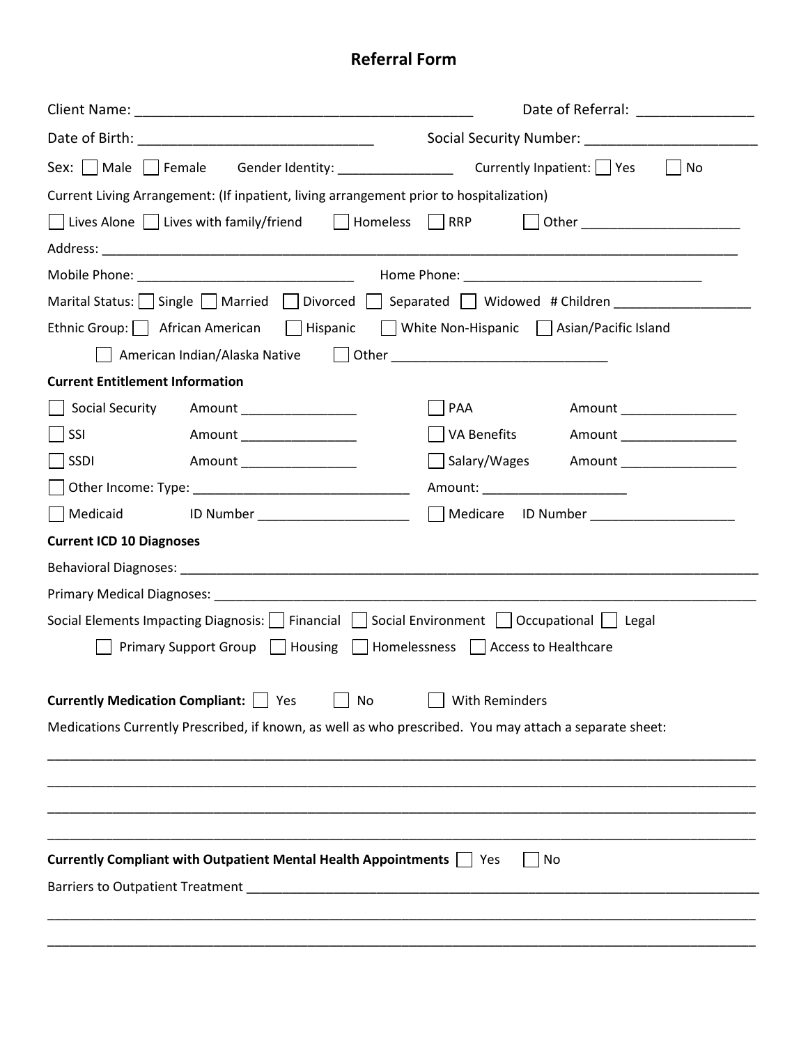# Referral Form

Client Name: ___________________________________________ Date of Referral: _______________

Date of Birth: ______________________________ Social Security Number: ______________________

Sex: ☐ Male ☐ Female Gender Identity: _______________ Currently Inpatient: ☐ Yes ☐ No

Current Living Arrangement: (If inpatient, living arrangement prior to hospitalization)

☐ Lives Alone ☐ Lives with family/friend ☐ Homeless ☐ RRP ☐ Other _____________________

Address: _______________________________________________________________________________________

Mobile Phone: ______________________________ Home Phone: ________________________________

Marital Status: ☐ Single ☐ Married ☐ Divorced ☐ Separated ☐ Widowed # Children __________________

Ethnic Group: ☐ African American ☐ Hispanic ☐ White Non-Hispanic ☐ Asian/Pacific Island

☐ American Indian/Alaska Native ☐ Other _____________________________

**Current Entitlement Information**

☐ Social Security Amount ________________ ☐ PAA Amount ________________

☐ SSI Amount ________________ ☐ VA Benefits Amount ________________

☐ SSDI Amount ________________ ☐ Salary/Wages Amount ________________

☐ Other Income: Type: ______________________________ Amount: ____________________

☐ Medicaid ID Number _____________________ ☐ Medicare ID Number ____________________

**Current ICD 10 Diagnoses**

Behavioral Diagnoses: __________________________________________________________________________

Primary Medical Diagnoses: ______________________________________________________________________

Social Elements Impacting Diagnosis: ☐ Financial ☐ Social Environment ☐ Occupational ☐ Legal

☐ Primary Support Group ☐ Housing ☐ Homelessness ☐ Access to Healthcare

**Currently Medication Compliant:** ☐ Yes ☐ No ☐ With Reminders

Medications Currently Prescribed, if known, as well as who prescribed. You may attach a separate sheet:

_______________________________________________________________________________________________

_______________________________________________________________________________________________

_______________________________________________________________________________________________

_______________________________________________________________________________________________

**Currently Compliant with Outpatient Mental Health Appointments** ☐ Yes ☐ No

Barriers to Outpatient Treatment _____________________________________________________________

_______________________________________________________________________________________________

_______________________________________________________________________________________________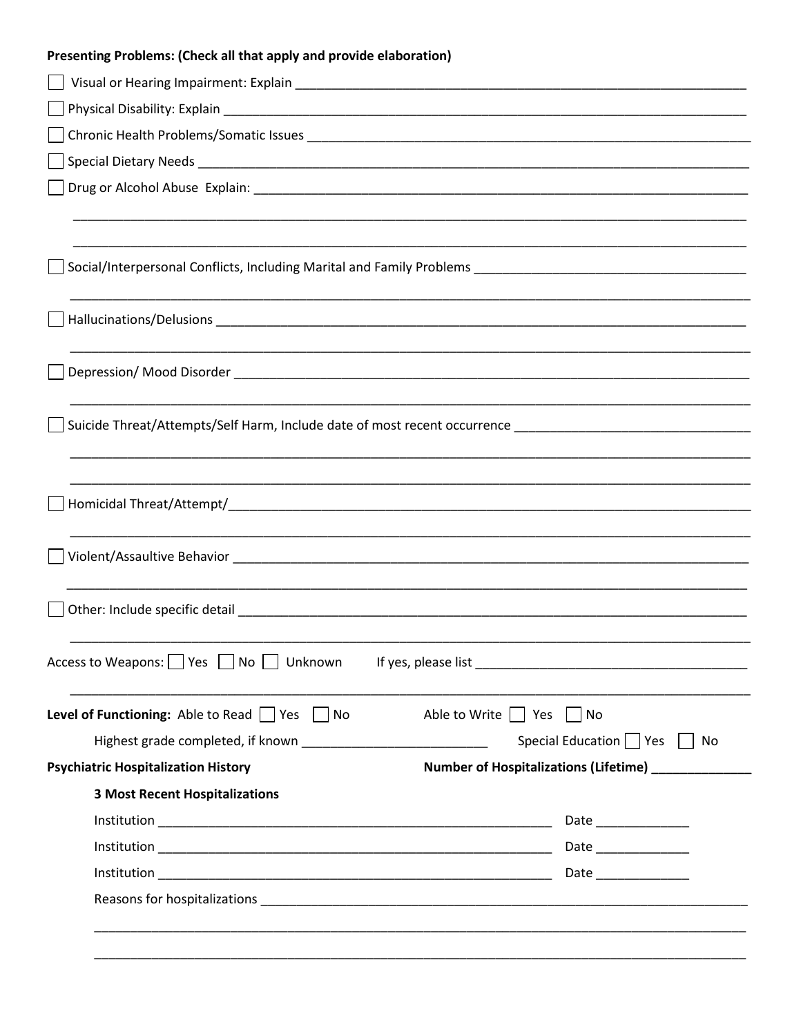**Presenting Problems: (Check all that apply and provide elaboration)**

☐ Visual or Hearing Impairment: Explain ______________________________________________

☐ Physical Disability: Explain ______________________________________________

☐ Chronic Health Problems/Somatic Issues ______________________________________________

☐ Special Dietary Needs ______________________________________________

☐ Drug or Alcohol Abuse Explain: ______________________________________________

______________________________________________

______________________________________________

☐ Social/Interpersonal Conflicts, Including Marital and Family Problems ______________________________

______________________________________________

☐ Hallucinations/Delusions ______________________________________________

______________________________________________

☐ Depression/ Mood Disorder ______________________________________________

______________________________________________

☐ Suicide Threat/Attempts/Self Harm, Include date of most recent occurrence ______________________________

______________________________________________

______________________________________________

☐ Homicidal Threat/Attempt/______________________________________________

______________________________________________

☐ Violent/Assaultive Behavior ______________________________________________

______________________________________________

☐ Other: Include specific detail ______________________________________________

______________________________________________

Access to Weapons: ☐ Yes ☐ No ☐ Unknown If yes, please list ______________________________

______________________________________________

**Level of Functioning:** Able to Read ☐ Yes ☐ No Able to Write ☐ Yes ☐ No

Highest grade completed, if known ______________________ Special Education ☐ Yes ☐ No

**Psychiatric Hospitalization History** **Number of Hospitalizations (Lifetime) ____________**

**3 Most Recent Hospitalizations**

Institution ______________________________________________ Date ____________

Institution ______________________________________________ Date ____________

Institution ______________________________________________ Date ____________

Reasons for hospitalizations ______________________________________________

______________________________________________

______________________________________________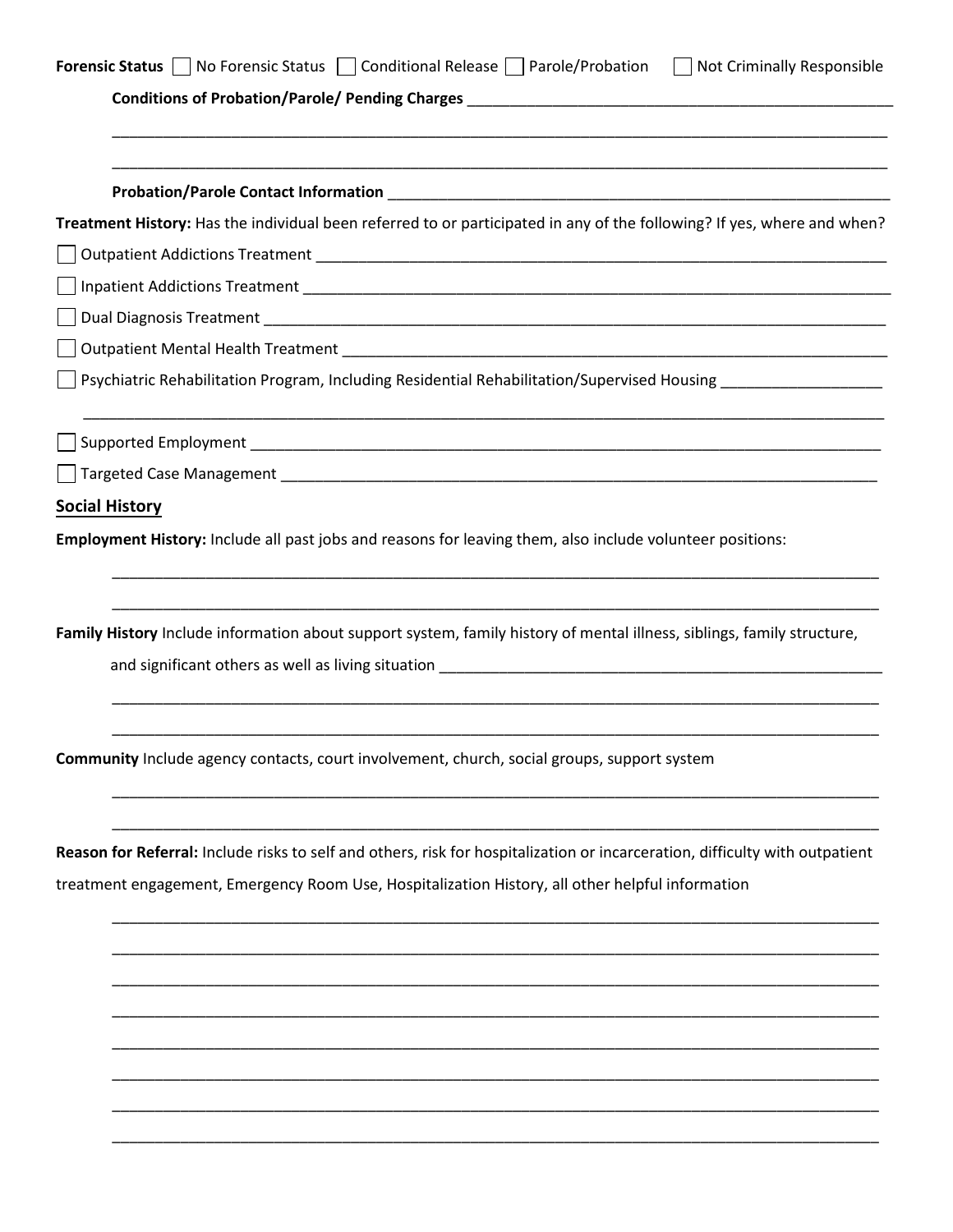**Forensic Status** ☐ No Forensic Status ☐ Conditional Release ☐ Parole/Probation ☐ Not Criminally Responsible

**Conditions of Probation/Parole/ Pending Charges** ____________________________________________

____________________________________________________________________________________

____________________________________________________________________________________

**Probation/Parole Contact Information** ____________________________________________

**Treatment History:** Has the individual been referred to or participated in any of the following? If yes, where and when?

☐ Outpatient Addictions Treatment ____________________________________________

☐ Inpatient Addictions Treatment ____________________________________________

☐ Dual Diagnosis Treatment ____________________________________________

☐ Outpatient Mental Health Treatment ____________________________________________

☐ Psychiatric Rehabilitation Program, Including Residential Rehabilitation/Supervised Housing ____________________

____________________________________________________________________________________

☐ Supported Employment ____________________________________________

☐ Targeted Case Management ____________________________________________

## Social History

**Employment History:** Include all past jobs and reasons for leaving them, also include volunteer positions:

____________________________________________________________________________________

____________________________________________________________________________________

**Family History** Include information about support system, family history of mental illness, siblings, family structure, and significant others as well as living situation ____________________________________________

____________________________________________________________________________________

____________________________________________________________________________________

**Community** Include agency contacts, court involvement, church, social groups, support system

____________________________________________________________________________________

____________________________________________________________________________________

**Reason for Referral:** Include risks to self and others, risk for hospitalization or incarceration, difficulty with outpatient treatment engagement, Emergency Room Use, Hospitalization History, all other helpful information

____________________________________________________________________________________

____________________________________________________________________________________

____________________________________________________________________________________

____________________________________________________________________________________

____________________________________________________________________________________

____________________________________________________________________________________

____________________________________________________________________________________

____________________________________________________________________________________